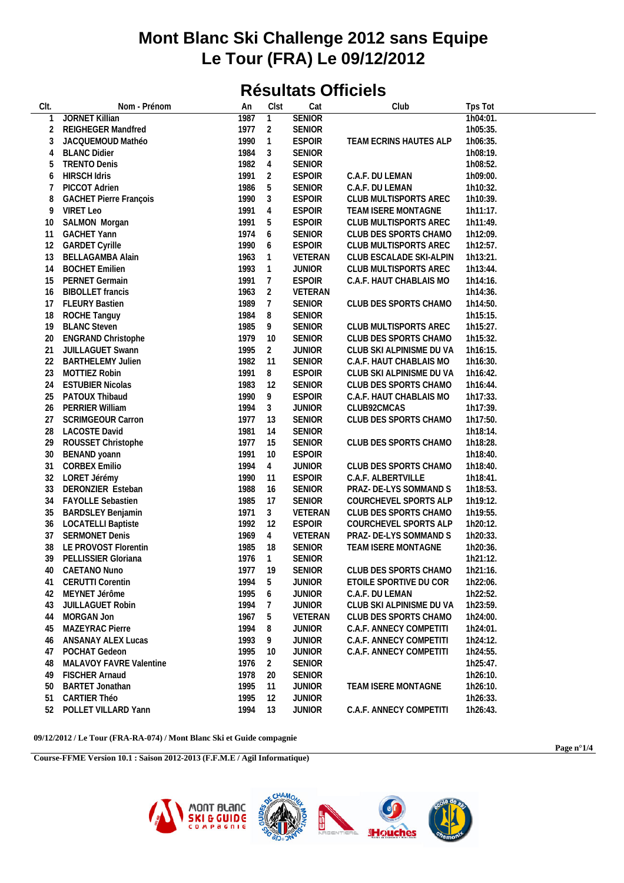# Mont Blanc Ski Challenge 2012 sans Equipe
# Le Tour (FRA) Le 09/12/2012

## Résultats Officiels

| Clt. | Nom - Prénom | An | Clst | Cat | Club | Tps Tot |
|---|---|---|---|---|---|---|
| 1 | JORNET Killian | 1987 | 1 | SENIOR | | 1h04:01. |
| 2 | REIGHEGER Mandfred | 1977 | 2 | SENIOR | | 1h05:35. |
| 3 | JACQUEMOUD Mathéo | 1990 | 1 | ESPOIR | TEAM ECRINS HAUTES ALP | 1h06:35. |
| 4 | BLANC Didier | 1984 | 3 | SENIOR | | 1h08:19. |
| 5 | TRENTO Denis | 1982 | 4 | SENIOR | | 1h08:52. |
| 6 | HIRSCH Idris | 1991 | 2 | ESPOIR | C.A.F. DU LEMAN | 1h09:00. |
| 7 | PICCOT Adrien | 1986 | 5 | SENIOR | C.A.F. DU LEMAN | 1h10:32. |
| 8 | GACHET Pierre François | 1990 | 3 | ESPOIR | CLUB MULTISPORTS AREC | 1h10:39. |
| 9 | VIRET Leo | 1991 | 4 | ESPOIR | TEAM ISERE MONTAGNE | 1h11:17. |
| 10 | SALMON Morgan | 1991 | 5 | ESPOIR | CLUB MULTISPORTS AREC | 1h11:49. |
| 11 | GACHET Yann | 1974 | 6 | SENIOR | CLUB DES SPORTS CHAMO | 1h12:09. |
| 12 | GARDET Cyrille | 1990 | 6 | ESPOIR | CLUB MULTISPORTS AREC | 1h12:57. |
| 13 | BELLAGAMBA Alain | 1963 | 1 | VETERAN | CLUB ESCALADE SKI-ALPIN | 1h13:21. |
| 14 | BOCHET Emilien | 1993 | 1 | JUNIOR | CLUB MULTISPORTS AREC | 1h13:44. |
| 15 | PERNET Germain | 1991 | 7 | ESPOIR | C.A.F. HAUT CHABLAIS MO | 1h14:16. |
| 16 | BIBOLLET francis | 1963 | 2 | VETERAN | | 1h14:36. |
| 17 | FLEURY Bastien | 1989 | 7 | SENIOR | CLUB DES SPORTS CHAMO | 1h14:50. |
| 18 | ROCHE Tanguy | 1984 | 8 | SENIOR | | 1h15:15. |
| 19 | BLANC Steven | 1985 | 9 | SENIOR | CLUB MULTISPORTS AREC | 1h15:27. |
| 20 | ENGRAND Christophe | 1979 | 10 | SENIOR | CLUB DES SPORTS CHAMO | 1h15:32. |
| 21 | JUILLAGUET Swann | 1995 | 2 | JUNIOR | CLUB SKI ALPINISME DU VA | 1h16:15. |
| 22 | BARTHELEMY Julien | 1982 | 11 | SENIOR | C.A.F. HAUT CHABLAIS MO | 1h16:30. |
| 23 | MOTTIEZ Robin | 1991 | 8 | ESPOIR | CLUB SKI ALPINISME DU VA | 1h16:42. |
| 24 | ESTUBIER Nicolas | 1983 | 12 | SENIOR | CLUB DES SPORTS CHAMO | 1h16:44. |
| 25 | PATOUX Thibaud | 1990 | 9 | ESPOIR | C.A.F. HAUT CHABLAIS MO | 1h17:33. |
| 26 | PERRIER William | 1994 | 3 | JUNIOR | CLUB92CMCAS | 1h17:39. |
| 27 | SCRIMGEOUR Carron | 1977 | 13 | SENIOR | CLUB DES SPORTS CHAMO | 1h17:50. |
| 28 | LACOSTE David | 1981 | 14 | SENIOR | | 1h18:14. |
| 29 | ROUSSET Christophe | 1977 | 15 | SENIOR | CLUB DES SPORTS CHAMO | 1h18:28. |
| 30 | BENAND yoann | 1991 | 10 | ESPOIR | | 1h18:40. |
| 31 | CORBEX Emilio | 1994 | 4 | JUNIOR | CLUB DES SPORTS CHAMO | 1h18:40. |
| 32 | LORET Jérémy | 1990 | 11 | ESPOIR | C.A.F. ALBERTVILLE | 1h18:41. |
| 33 | DERONZIER Esteban | 1988 | 16 | SENIOR | PRAZ- DE-LYS SOMMAND S | 1h18:53. |
| 34 | FAYOLLE Sebastien | 1985 | 17 | SENIOR | COURCHEVEL SPORTS ALP | 1h19:12. |
| 35 | BARDSLEY Benjamin | 1971 | 3 | VETERAN | CLUB DES SPORTS CHAMO | 1h19:55. |
| 36 | LOCATELLI Baptiste | 1992 | 12 | ESPOIR | COURCHEVEL SPORTS ALP | 1h20:12. |
| 37 | SERMONET Denis | 1969 | 4 | VETERAN | PRAZ- DE-LYS SOMMAND S | 1h20:33. |
| 38 | LE PROVOST Florentin | 1985 | 18 | SENIOR | TEAM ISERE MONTAGNE | 1h20:36. |
| 39 | PELLISSIER Gloriana | 1976 | 1 | SENIOR | | 1h21:12. |
| 40 | CAETANO Nuno | 1977 | 19 | SENIOR | CLUB DES SPORTS CHAMO | 1h21:16. |
| 41 | CERUTTI Corentin | 1994 | 5 | JUNIOR | ETOILE SPORTIVE DU COR | 1h22:06. |
| 42 | MEYNET Jérôme | 1995 | 6 | JUNIOR | C.A.F. DU LEMAN | 1h22:52. |
| 43 | JUILLAGUET Robin | 1994 | 7 | JUNIOR | CLUB SKI ALPINISME DU VA | 1h23:59. |
| 44 | MORGAN Jon | 1967 | 5 | VETERAN | CLUB DES SPORTS CHAMO | 1h24:00. |
| 45 | MAZEYRAC Pierre | 1994 | 8 | JUNIOR | C.A.F. ANNECY COMPETITI | 1h24:01. |
| 46 | ANSANAY ALEX Lucas | 1993 | 9 | JUNIOR | C.A.F. ANNECY COMPETITI | 1h24:12. |
| 47 | POCHAT Gedeon | 1995 | 10 | JUNIOR | C.A.F. ANNECY COMPETITI | 1h24:55. |
| 48 | MALAVOY FAVRE Valentine | 1976 | 2 | SENIOR | | 1h25:47. |
| 49 | FISCHER Arnaud | 1978 | 20 | SENIOR | | 1h26:10. |
| 50 | BARTET Jonathan | 1995 | 11 | JUNIOR | TEAM ISERE MONTAGNE | 1h26:10. |
| 51 | CARTIER Théo | 1995 | 12 | JUNIOR | | 1h26:33. |
| 52 | POLLET VILLARD Yann | 1994 | 13 | JUNIOR | C.A.F. ANNECY COMPETITI | 1h26:43. |

**09/12/2012 / Le Tour (FRA-RA-074) / Mont Blanc Ski et Guide compagnie**

**Course-FFME Version 10.1 : Saison 2012-2013 (F.F.M.E / Agil Informatique)**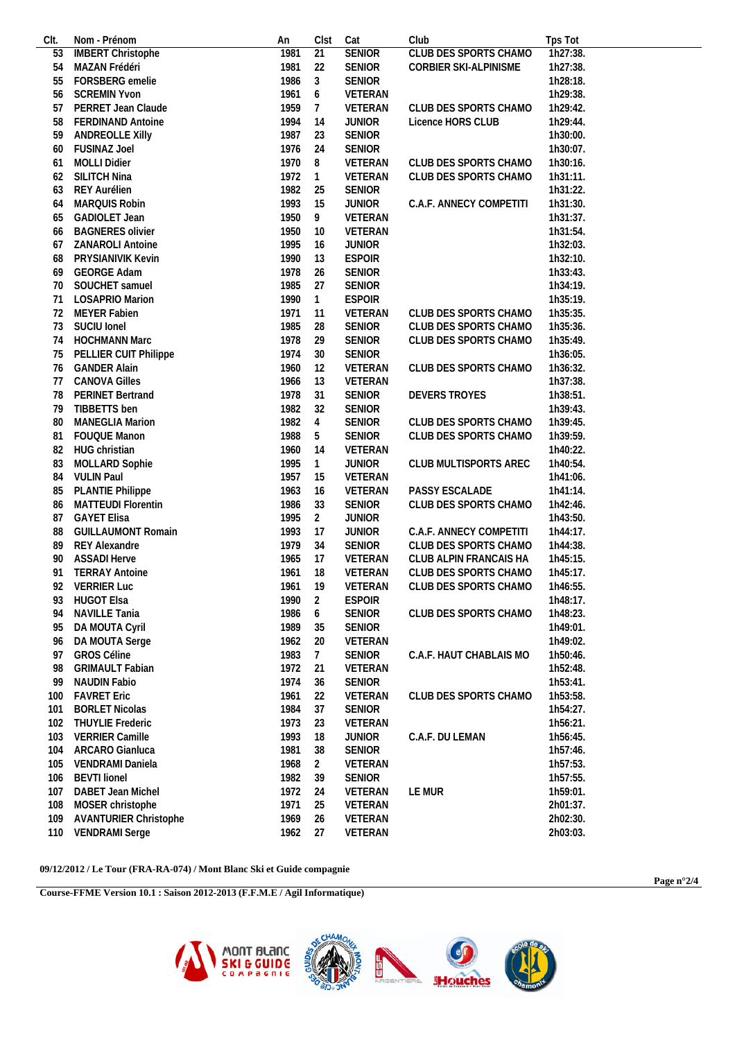| Clt. | Nom - Prénom | An | Clst | Cat | Club | Tps Tot |
|---|---|---|---|---|---|---|
| 53 | IMBERT Christophe | 1981 | 21 | SENIOR | CLUB DES SPORTS CHAMO | 1h27:38. |
| 54 | MAZAN Frédéri | 1981 | 22 | SENIOR | CORBIER SKI-ALPINISME | 1h27:38. |
| 55 | FORSBERG emelie | 1986 | 3 | SENIOR | | 1h28:18. |
| 56 | SCREMIN Yvon | 1961 | 6 | VETERAN | | 1h29:38. |
| 57 | PERRET Jean Claude | 1959 | 7 | VETERAN | CLUB DES SPORTS CHAMO | 1h29:42. |
| 58 | FERDINAND Antoine | 1994 | 14 | JUNIOR | Licence HORS CLUB | 1h29:44. |
| 59 | ANDREOLLE Xilly | 1987 | 23 | SENIOR | | 1h30:00. |
| 60 | FUSINAZ Joel | 1976 | 24 | SENIOR | | 1h30:07. |
| 61 | MOLLI Didier | 1970 | 8 | VETERAN | CLUB DES SPORTS CHAMO | 1h30:16. |
| 62 | SILITCH Nina | 1972 | 1 | VETERAN | CLUB DES SPORTS CHAMO | 1h31:11. |
| 63 | REY Aurélien | 1982 | 25 | SENIOR | | 1h31:22. |
| 64 | MARQUIS Robin | 1993 | 15 | JUNIOR | C.A.F. ANNECY COMPETITI | 1h31:30. |
| 65 | GADIOLET Jean | 1950 | 9 | VETERAN | | 1h31:37. |
| 66 | BAGNERES olivier | 1950 | 10 | VETERAN | | 1h31:54. |
| 67 | ZANAROLI Antoine | 1995 | 16 | JUNIOR | | 1h32:03. |
| 68 | PRYSIANIVIK Kevin | 1990 | 13 | ESPOIR | | 1h32:10. |
| 69 | GEORGE Adam | 1978 | 26 | SENIOR | | 1h33:43. |
| 70 | SOUCHET samuel | 1985 | 27 | SENIOR | | 1h34:19. |
| 71 | LOSAPRIO Marion | 1990 | 1 | ESPOIR | | 1h35:19. |
| 72 | MEYER Fabien | 1971 | 11 | VETERAN | CLUB DES SPORTS CHAMO | 1h35:35. |
| 73 | SUCIU Ionel | 1985 | 28 | SENIOR | CLUB DES SPORTS CHAMO | 1h35:36. |
| 74 | HOCHMANN Marc | 1978 | 29 | SENIOR | CLUB DES SPORTS CHAMO | 1h35:49. |
| 75 | PELLIER CUIT Philippe | 1974 | 30 | SENIOR | | 1h36:05. |
| 76 | GANDER Alain | 1960 | 12 | VETERAN | CLUB DES SPORTS CHAMO | 1h36:32. |
| 77 | CANOVA Gilles | 1966 | 13 | VETERAN | | 1h37:38. |
| 78 | PERINET Bertrand | 1978 | 31 | SENIOR | DEVERS TROYES | 1h38:51. |
| 79 | TIBBETTS ben | 1982 | 32 | SENIOR | | 1h39:43. |
| 80 | MANEGLIA Marion | 1982 | 4 | SENIOR | CLUB DES SPORTS CHAMO | 1h39:45. |
| 81 | FOUQUE Manon | 1988 | 5 | SENIOR | CLUB DES SPORTS CHAMO | 1h39:59. |
| 82 | HUG christian | 1960 | 14 | VETERAN | | 1h40:22. |
| 83 | MOLLARD Sophie | 1995 | 1 | JUNIOR | CLUB MULTISPORTS AREC | 1h40:54. |
| 84 | VULIN Paul | 1957 | 15 | VETERAN | | 1h41:06. |
| 85 | PLANTIE Philippe | 1963 | 16 | VETERAN | PASSY ESCALADE | 1h41:14. |
| 86 | MATTEUDI Florentin | 1986 | 33 | SENIOR | CLUB DES SPORTS CHAMO | 1h42:46. |
| 87 | GAYET Elisa | 1995 | 2 | JUNIOR | | 1h43:50. |
| 88 | GUILLAUMONT Romain | 1993 | 17 | JUNIOR | C.A.F. ANNECY COMPETITI | 1h44:17. |
| 89 | REY Alexandre | 1979 | 34 | SENIOR | CLUB DES SPORTS CHAMO | 1h44:38. |
| 90 | ASSADI Herve | 1965 | 17 | VETERAN | CLUB ALPIN FRANCAIS HA | 1h45:15. |
| 91 | TERRAY Antoine | 1961 | 18 | VETERAN | CLUB DES SPORTS CHAMO | 1h45:17. |
| 92 | VERRIER Luc | 1961 | 19 | VETERAN | CLUB DES SPORTS CHAMO | 1h46:55. |
| 93 | HUGOT Elsa | 1990 | 2 | ESPOIR | | 1h48:17. |
| 94 | NAVILLE Tania | 1986 | 6 | SENIOR | CLUB DES SPORTS CHAMO | 1h48:23. |
| 95 | DA MOUTA Cyril | 1989 | 35 | SENIOR | | 1h49:01. |
| 96 | DA MOUTA Serge | 1962 | 20 | VETERAN | | 1h49:02. |
| 97 | GROS Céline | 1983 | 7 | SENIOR | C.A.F. HAUT CHABLAIS MO | 1h50:46. |
| 98 | GRIMAULT Fabian | 1972 | 21 | VETERAN | | 1h52:48. |
| 99 | NAUDIN Fabio | 1974 | 36 | SENIOR | | 1h53:41. |
| 100 | FAVRET Eric | 1961 | 22 | VETERAN | CLUB DES SPORTS CHAMO | 1h53:58. |
| 101 | BORLET Nicolas | 1984 | 37 | SENIOR | | 1h54:27. |
| 102 | THUYLIE Frederic | 1973 | 23 | VETERAN | | 1h56:21. |
| 103 | VERRIER Camille | 1993 | 18 | JUNIOR | C.A.F. DU LEMAN | 1h56:45. |
| 104 | ARCARO Gianluca | 1981 | 38 | SENIOR | | 1h57:46. |
| 105 | VENDRAMI Daniela | 1968 | 2 | VETERAN | | 1h57:53. |
| 106 | BEVTI lionel | 1982 | 39 | SENIOR | | 1h57:55. |
| 107 | DABET Jean Michel | 1972 | 24 | VETERAN | LE MUR | 1h59:01. |
| 108 | MOSER christophe | 1971 | 25 | VETERAN | | 2h01:37. |
| 109 | AVANTURIER Christophe | 1969 | 26 | VETERAN | | 2h02:30. |
| 110 | VENDRAMI Serge | 1962 | 27 | VETERAN | | 2h03:03. |

**09/12/2012 / Le Tour (FRA-RA-074) / Mont Blanc Ski et Guide compagnie**

**Course-FFME Version 10.1 : Saison 2012-2013 (F.F.M.E / Agil Informatique)**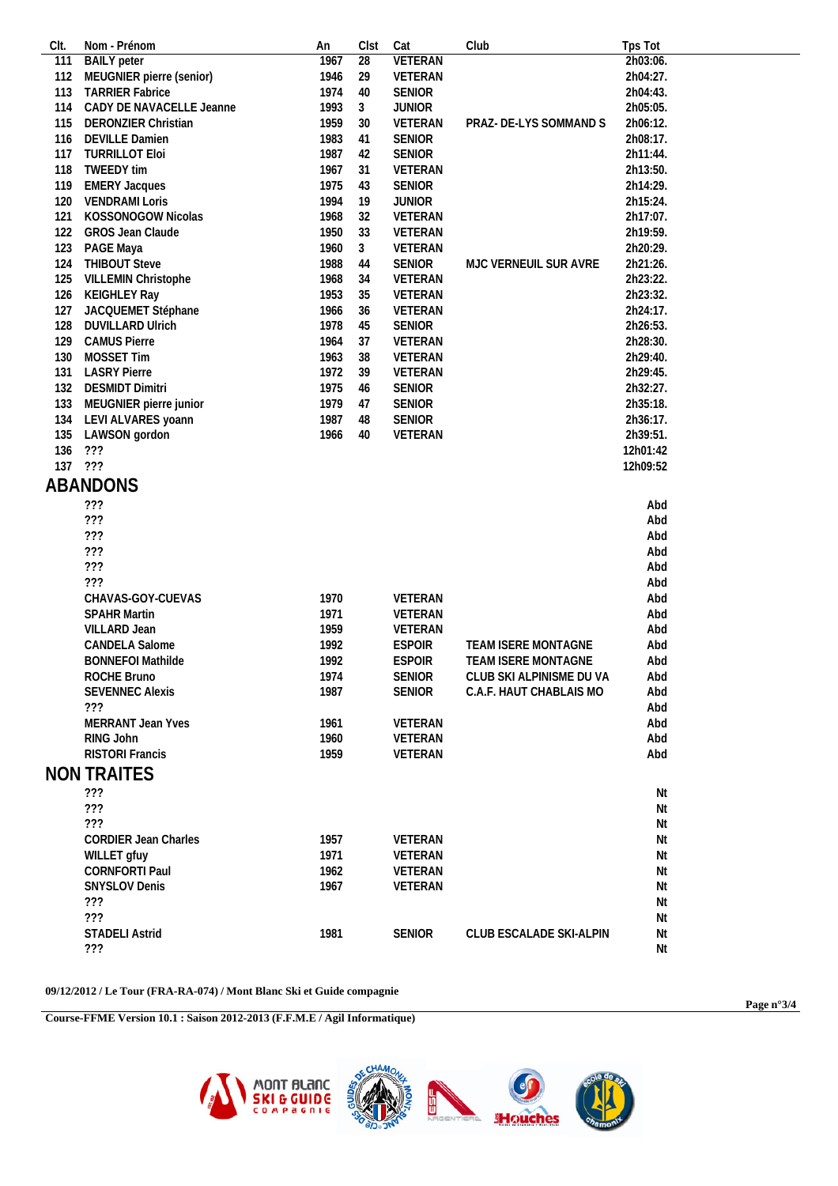| Clt. | Nom - Prénom | An | Clst | Cat | Club | Tps Tot |
|---|---|---|---|---|---|---|
| 111 | BAILY peter | 1967 | 28 | VETERAN | | 2h03:06. |
| 112 | MEUGNIER pierre (senior) | 1946 | 29 | VETERAN | | 2h04:27. |
| 113 | TARRIER Fabrice | 1974 | 40 | SENIOR | | 2h04:43. |
| 114 | CADY DE NAVACELLE Jeanne | 1993 | 3 | JUNIOR | | 2h05:05. |
| 115 | DERONZIER Christian | 1959 | 30 | VETERAN | PRAZ- DE-LYS SOMMAND S | 2h06:12. |
| 116 | DEVILLE Damien | 1983 | 41 | SENIOR | | 2h08:17. |
| 117 | TURRILLOT Eloi | 1987 | 42 | SENIOR | | 2h11:44. |
| 118 | TWEEDY tim | 1967 | 31 | VETERAN | | 2h13:50. |
| 119 | EMERY Jacques | 1975 | 43 | SENIOR | | 2h14:29. |
| 120 | VENDRAMI Loris | 1994 | 19 | JUNIOR | | 2h15:24. |
| 121 | KOSSONOGOW Nicolas | 1968 | 32 | VETERAN | | 2h17:07. |
| 122 | GROS Jean Claude | 1950 | 33 | VETERAN | | 2h19:59. |
| 123 | PAGE Maya | 1960 | 3 | VETERAN | | 2h20:29. |
| 124 | THIBOUT Steve | 1988 | 44 | SENIOR | MJC VERNEUIL SUR AVRE | 2h21:26. |
| 125 | VILLEMIN Christophe | 1968 | 34 | VETERAN | | 2h23:22. |
| 126 | KEIGHLEY Ray | 1953 | 35 | VETERAN | | 2h23:32. |
| 127 | JACQUEMET Stéphane | 1966 | 36 | VETERAN | | 2h24:17. |
| 128 | DUVILLARD Ulrich | 1978 | 45 | SENIOR | | 2h26:53. |
| 129 | CAMUS Pierre | 1964 | 37 | VETERAN | | 2h28:30. |
| 130 | MOSSET Tim | 1963 | 38 | VETERAN | | 2h29:40. |
| 131 | LASRY Pierre | 1972 | 39 | VETERAN | | 2h29:45. |
| 132 | DESMIDT Dimitri | 1975 | 46 | SENIOR | | 2h32:27. |
| 133 | MEUGNIER pierre junior | 1979 | 47 | SENIOR | | 2h35:18. |
| 134 | LEVI ALVARES yoann | 1987 | 48 | SENIOR | | 2h36:17. |
| 135 | LAWSON gordon | 1966 | 40 | VETERAN | | 2h39:51. |
| 136 | ??? | | | | | 12h01:42 |
| 137 | ??? | | | | | 12h09:52 |

## ABANDONS

| Clt. | Nom - Prénom | An | Clst | Cat | Club | Tps Tot |
|---|---|---|---|---|---|---|
| | ??? | | | | | Abd |
| | ??? | | | | | Abd |
| | ??? | | | | | Abd |
| | ??? | | | | | Abd |
| | ??? | | | | | Abd |
| | ??? | | | | | Abd |
| | CHAVAS-GOY-CUEVAS | 1970 | | VETERAN | | Abd |
| | SPAHR Martin | 1971 | | VETERAN | | Abd |
| | VILLARD Jean | 1959 | | VETERAN | | Abd |
| | CANDELA Salome | 1992 | | ESPOIR | TEAM ISERE MONTAGNE | Abd |
| | BONNEFOI Mathilde | 1992 | | ESPOIR | TEAM ISERE MONTAGNE | Abd |
| | ROCHE Bruno | 1974 | | SENIOR | CLUB SKI ALPINISME DU VA | Abd |
| | SEVENNEC Alexis | 1987 | | SENIOR | C.A.F. HAUT CHABLAIS MO | Abd |
| | ??? | | | | | Abd |
| | MERRANT Jean Yves | 1961 | | VETERAN | | Abd |
| | RING John | 1960 | | VETERAN | | Abd |
| | RISTORI Francis | 1959 | | VETERAN | | Abd |

## NON TRAITES

| Clt. | Nom - Prénom | An | Clst | Cat | Club | Tps Tot |
|---|---|---|---|---|---|---|
| | ??? | | | | | Nt |
| | ??? | | | | | Nt |
| | ??? | | | | | Nt |
| | CORDIER Jean Charles | 1957 | | VETERAN | | Nt |
| | WILLET gfuy | 1971 | | VETERAN | | Nt |
| | CORNFORTI Paul | 1962 | | VETERAN | | Nt |
| | SNYSLOV Denis | 1967 | | VETERAN | | Nt |
| | ??? | | | | | Nt |
| | ??? | | | | | Nt |
| | STADELI Astrid | 1981 | | SENIOR | CLUB ESCALADE SKI-ALPIN | Nt |
| | ??? | | | | | Nt |

**09/12/2012 / Le Tour (FRA-RA-074) / Mont Blanc Ski et Guide compagnie**

**Course-FFME Version 10.1 : Saison 2012-2013 (F.F.M.E / Agil Informatique)**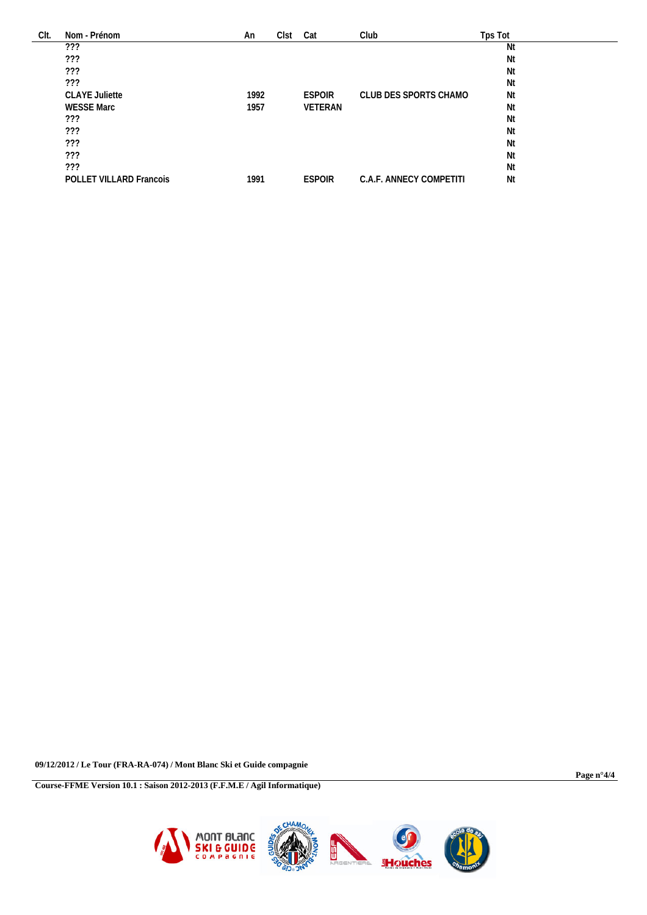| Clt. | Nom - Prénom | An | Clst | Cat | Club | Tps Tot |
|---|---|---|---|---|---|---|
| | ??? | | | | | Nt |
| | ??? | | | | | Nt |
| | ??? | | | | | Nt |
| | ??? | | | | | Nt |
| | CLAYE Juliette | 1992 | | ESPOIR | CLUB DES SPORTS CHAMO | Nt |
| | WESSE Marc | 1957 | | VETERAN | | Nt |
| | ??? | | | | | Nt |
| | ??? | | | | | Nt |
| | ??? | | | | | Nt |
| | ??? | | | | | Nt |
| | ??? | | | | | Nt |
| | POLLET VILLARD Francois | 1991 | | ESPOIR | C.A.F. ANNECY COMPETITI | Nt |

**09/12/2012 / Le Tour (FRA-RA-074) / Mont Blanc Ski et Guide compagnie**

**Course-FFME Version 10.1 : Saison 2012-2013 (F.F.M.E / Agil Informatique)**